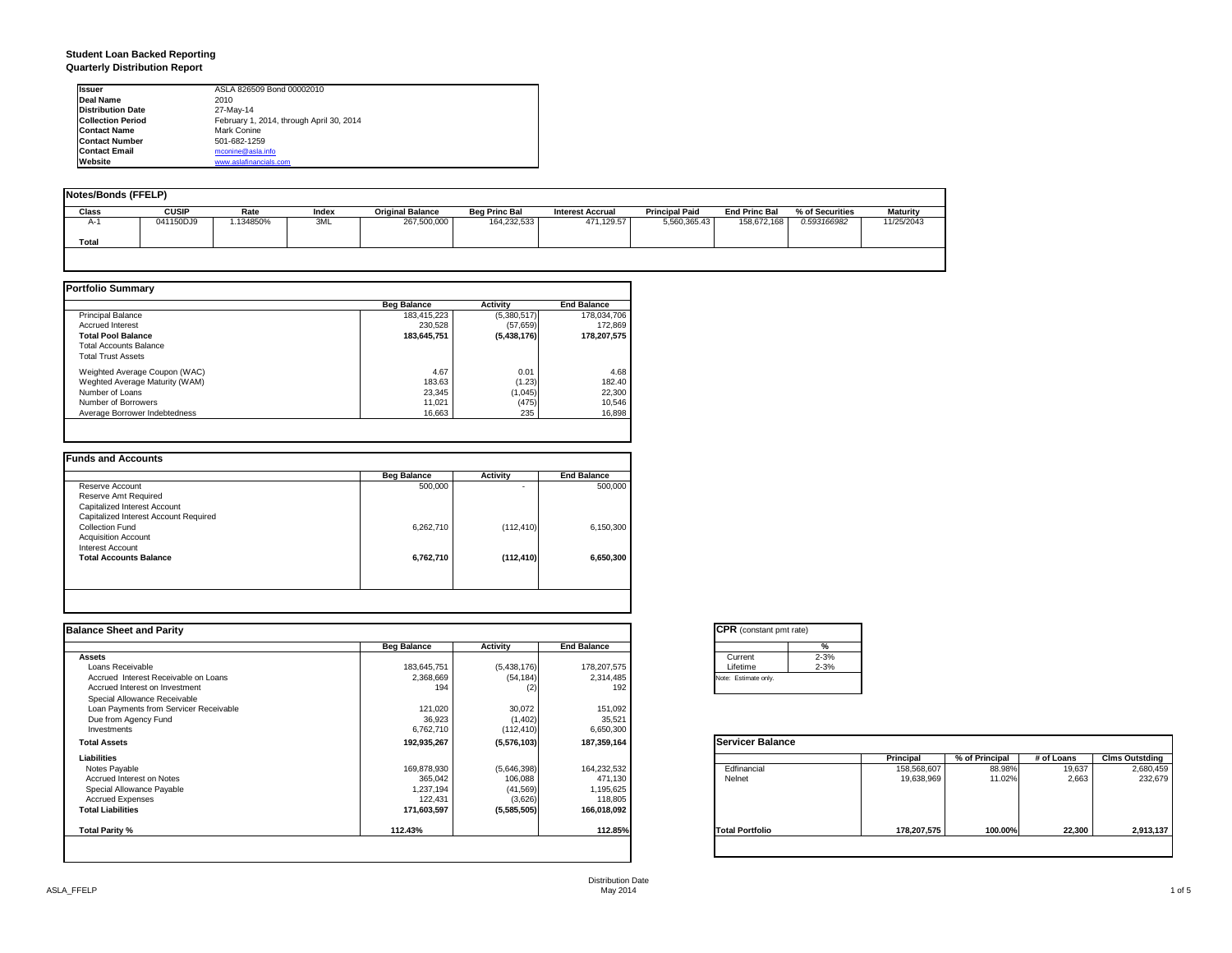# Student Loan Backed Reporting
## Quarterly Distribution Report

| | |
|---|---|
| **Issuer** | ASLA 826509 Bond 00002010 |
| **Deal Name** | 2010 |
| **Distribution Date** | 27-May-14 |
| **Collection Period** | February 1, 2014, through April 30, 2014 |
| **Contact Name** | Mark Conine |
| **Contact Number** | 501-682-1259 |
| **Contact Email** | mconine@asla.info |
| **Website** | www.aslafinancials.com |

### Notes/Bonds (FFELP)

| Class | CUSIP | Rate | Index | Original Balance | Beg Princ Bal | Interest Accrual | Principal Paid | End Princ Bal | % of Securities | Maturity |
|---|---|---|---|---|---|---|---|---|---|---|
| A-1 | 041150DJ9 | 1.134850% | 3ML | 267,500,000 | 164,232,533 | 471,129.57 | 5,560,365.43 | 158,672,168 | *0.593166982* | 11/25/2043 |
| **Total** | | | | | | | | | | |

### Portfolio Summary

| | Beg Balance | Activity | End Balance |
|---|---|---|---|
| Principal Balance | 183,415,223 | (5,380,517) | 178,034,706 |
| Accrued Interest | 230,528 | (57,659) | 172,869 |
| **Total Pool Balance** | **183,645,751** | **(5,438,176)** | **178,207,575** |
| Total Accounts Balance | | | |
| Total Trust Assets | | | |
| Weighted Average Coupon (WAC) | 4.67 | 0.01 | 4.68 |
| Weghted Average Maturity (WAM) | 183.63 | (1.23) | 182.40 |
| Number of Loans | 23,345 | (1,045) | 22,300 |
| Number of Borrowers | 11,021 | (475) | 10,546 |
| Average Borrower Indebtedness | 16,663 | 235 | 16,898 |

### Funds and Accounts

| | Beg Balance | Activity | End Balance |
|---|---|---|---|
| Reserve Account | 500,000 | - | 500,000 |
| Reserve Amt Required | | | |
| Capitalized Interest Account | | | |
| Capitalized Interest Account Required | | | |
| Collection Fund | 6,262,710 | (112,410) | 6,150,300 |
| Acquisition Account | | | |
| Interest Account | | | |
| **Total Accounts Balance** | **6,762,710** | **(112,410)** | **6,650,300** |

### Balance Sheet and Parity

| | Beg Balance | Activity | End Balance |
|---|---|---|---|
| **Assets** | | | |
| Loans Receivable | 183,645,751 | (5,438,176) | 178,207,575 |
| Accrued Interest Receivable on Loans | 2,368,669 | (54,184) | 2,314,485 |
| Accrued Interest on Investment | 194 | (2) | 192 |
| Special Allowance Receivable | | | |
| Loan Payments from Servicer Receivable | 121,020 | 30,072 | 151,092 |
| Due from Agency Fund | 36,923 | (1,402) | 35,521 |
| Investments | 6,762,710 | (112,410) | 6,650,300 |
| **Total Assets** | **192,935,267** | **(5,576,103)** | **187,359,164** |
| **Liabilities** | | | |
| Notes Payable | 169,878,930 | (5,646,398) | 164,232,532 |
| Accrued Interest on Notes | 365,042 | 106,088 | 471,130 |
| Special Allowance Payable | 1,237,194 | (41,569) | 1,195,625 |
| Accrued Expenses | 122,431 | (3,626) | 118,805 |
| **Total Liabilities** | **171,603,597** | **(5,585,505)** | **166,018,092** |
| **Total Parity %** | **112.43%** | | **112.85%** |

### CPR (constant pmt rate)

| | % |
|---|---|
| Current | 2-3% |
| Lifetime | 2-3% |

Note: Estimate only.

### Servicer Balance

| | Principal | % of Principal | # of Loans | Clms Outstding |
|---|---|---|---|---|
| Edfinancial | 158,568,607 | 88.98% | 19,637 | 2,680,459 |
| Nelnet | 19,638,969 | 11.02% | 2,663 | 232,679 |
| **Total Portfolio** | **178,207,575** | **100.00%** | **22,300** | **2,913,137** |

Distribution Date
May 2014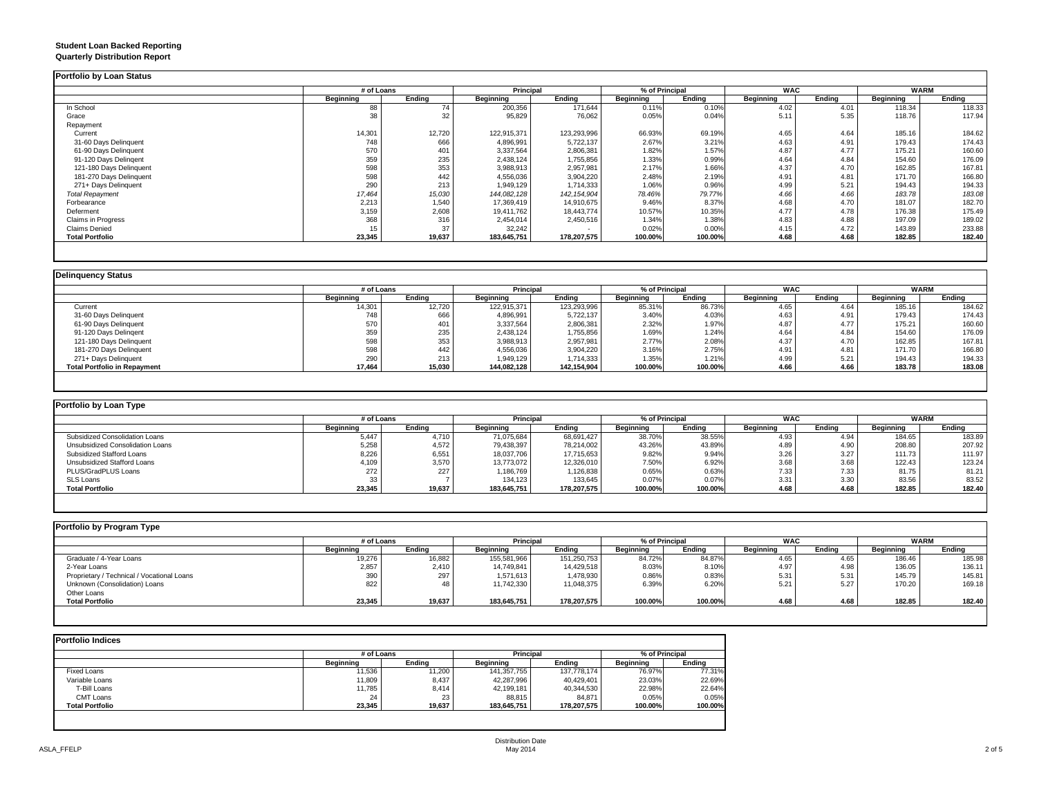**Student Loan Backed Reporting**
**Quarterly Distribution Report**

## Portfolio by Loan Status

| | # of Loans | | Principal | | % of Principal | | WAC | | WARM | |
|---|---|---|---|---|---|---|---|---|---|---|
| | Beginning | Ending | Beginning | Ending | Beginning | Ending | Beginning | Ending | Beginning | Ending |
| In School | 88 | 74 | 200,356 | 171,644 | 0.11% | 0.10% | 4.02 | 4.01 | 118.34 | 118.33 |
| Grace | 38 | 32 | 95,829 | 76,062 | 0.05% | 0.04% | 5.11 | 5.35 | 118.76 | 117.94 |
| Repayment | | | | | | | | | | |
| Current | 14,301 | 12,720 | 122,915,371 | 123,293,996 | 66.93% | 69.19% | 4.65 | 4.64 | 185.16 | 184.62 |
| 31-60 Days Delinquent | 748 | 666 | 4,896,991 | 5,722,137 | 2.67% | 3.21% | 4.63 | 4.91 | 179.43 | 174.43 |
| 61-90 Days Delinquent | 570 | 401 | 3,337,564 | 2,806,381 | 1.82% | 1.57% | 4.87 | 4.77 | 175.21 | 160.60 |
| 91-120 Days Delingent | 359 | 235 | 2,438,124 | 1,755,856 | 1.33% | 0.99% | 4.64 | 4.84 | 154.60 | 176.09 |
| 121-180 Days Delinquent | 598 | 353 | 3,988,913 | 2,957,981 | 2.17% | 1.66% | 4.37 | 4.70 | 162.85 | 167.81 |
| 181-270 Days Delinquent | 598 | 442 | 4,556,036 | 3,904,220 | 2.48% | 2.19% | 4.91 | 4.81 | 171.70 | 166.80 |
| 271+ Days Delinquent | 290 | 213 | 1,949,129 | 1,714,333 | 1.06% | 0.96% | 4.99 | 5.21 | 194.43 | 194.33 |
| *Total Repayment* | *17,464* | *15,030* | *144,082,128* | *142,154,904* | *78.46%* | *79.77%* | *4.66* | *4.66* | *183.78* | *183.08* |
| Forbearance | 2,213 | 1,540 | 17,369,419 | 14,910,675 | 9.46% | 8.37% | 4.68 | 4.70 | 181.07 | 182.70 |
| Deferment | 3,159 | 2,608 | 19,411,762 | 18,443,774 | 10.57% | 10.35% | 4.77 | 4.78 | 176.38 | 175.49 |
| Claims in Progress | 368 | 316 | 2,454,014 | 2,450,516 | 1.34% | 1.38% | 4.83 | 4.88 | 197.09 | 189.02 |
| Claims Denied | 15 | 37 | 32,242 | - | 0.02% | 0.00% | 4.15 | 4.72 | 143.89 | 233.88 |
| **Total Portfolio** | **23,345** | **19,637** | **183,645,751** | **178,207,575** | **100.00%** | **100.00%** | **4.68** | **4.68** | **182.85** | **182.40** |

## Delinquency Status

| | # of Loans | | Principal | | % of Principal | | WAC | | WARM | |
|---|---|---|---|---|---|---|---|---|---|---|
| | Beginning | Ending | Beginning | Ending | Beginning | Ending | Beginning | Ending | Beginning | Ending |
| Current | 14,301 | 12,720 | 122,915,371 | 123,293,996 | 85.31% | 86.73% | 4.65 | 4.64 | 185.16 | 184.62 |
| 31-60 Days Delinquent | 748 | 666 | 4,896,991 | 5,722,137 | 3.40% | 4.03% | 4.63 | 4.91 | 179.43 | 174.43 |
| 61-90 Days Delinquent | 570 | 401 | 3,337,564 | 2,806,381 | 2.32% | 1.97% | 4.87 | 4.77 | 175.21 | 160.60 |
| 91-120 Days Delingent | 359 | 235 | 2,438,124 | 1,755,856 | 1.69% | 1.24% | 4.64 | 4.84 | 154.60 | 176.09 |
| 121-180 Days Delinquent | 598 | 353 | 3,988,913 | 2,957,981 | 2.77% | 2.08% | 4.37 | 4.70 | 162.85 | 167.81 |
| 181-270 Days Delinquent | 598 | 442 | 4,556,036 | 3,904,220 | 3.16% | 2.75% | 4.91 | 4.81 | 171.70 | 166.80 |
| 271+ Days Delinquent | 290 | 213 | 1,949,129 | 1,714,333 | 1.35% | 1.21% | 4.99 | 5.21 | 194.43 | 194.33 |
| **Total Portfolio in Repayment** | **17,464** | **15,030** | **144,082,128** | **142,154,904** | **100.00%** | **100.00%** | **4.66** | **4.66** | **183.78** | **183.08** |

## Portfolio by Loan Type

| | # of Loans | | Principal | | % of Principal | | WAC | | WARM | |
|---|---|---|---|---|---|---|---|---|---|---|
| | Beginning | Ending | Beginning | Ending | Beginning | Ending | Beginning | Ending | Beginning | Ending |
| Subsidized Consolidation Loans | 5,447 | 4,710 | 71,075,684 | 68,691,427 | 38.70% | 38.55% | 4.93 | 4.94 | 184.65 | 183.89 |
| Unsubsidized Consolidation Loans | 5,258 | 4,572 | 79,438,397 | 78,214,002 | 43.26% | 43.89% | 4.89 | 4.90 | 208.80 | 207.92 |
| Subsidized Stafford Loans | 8,226 | 6,551 | 18,037,706 | 17,715,653 | 9.82% | 9.94% | 3.26 | 3.27 | 111.73 | 111.97 |
| Unsubsidized Stafford Loans | 4,109 | 3,570 | 13,773,072 | 12,326,010 | 7.50% | 6.92% | 3.68 | 3.68 | 122.43 | 123.24 |
| PLUS/GradPLUS Loans | 272 | 227 | 1,186,769 | 1,126,838 | 0.65% | 0.63% | 7.33 | 7.33 | 81.75 | 81.21 |
| SLS Loans | 33 | 7 | 134,123 | 133,645 | 0.07% | 0.07% | 3.31 | 3.30 | 83.56 | 83.52 |
| **Total Portfolio** | **23,345** | **19,637** | **183,645,751** | **178,207,575** | **100.00%** | **100.00%** | **4.68** | **4.68** | **182.85** | **182.40** |

## Portfolio by Program Type

| | # of Loans | | Principal | | % of Principal | | WAC | | WARM | |
|---|---|---|---|---|---|---|---|---|---|---|
| | Beginning | Ending | Beginning | Ending | Beginning | Ending | Beginning | Ending | Beginning | Ending |
| Graduate / 4-Year Loans | 19,276 | 16,882 | 155,581,966 | 151,250,753 | 84.72% | 84.87% | 4.65 | 4.65 | 186.46 | 185.98 |
| 2-Year Loans | 2,857 | 2,410 | 14,749,841 | 14,429,518 | 8.03% | 8.10% | 4.97 | 4.98 | 136.05 | 136.11 |
| Proprietary / Technical / Vocational Loans | 390 | 297 | 1,571,613 | 1,478,930 | 0.86% | 0.83% | 5.31 | 5.31 | 145.79 | 145.81 |
| Unknown (Consolidation) Loans | 822 | 48 | 11,742,330 | 11,048,375 | 6.39% | 6.20% | 5.21 | 5.27 | 170.20 | 169.18 |
| Other Loans | | | | | | | | | | |
| **Total Portfolio** | **23,345** | **19,637** | **183,645,751** | **178,207,575** | **100.00%** | **100.00%** | **4.68** | **4.68** | **182.85** | **182.40** |

## Portfolio Indices

| | # of Loans | | Principal | | % of Principal | |
|---|---|---|---|---|---|---|
| | Beginning | Ending | Beginning | Ending | Beginning | Ending |
| Fixed Loans | 11,536 | 11,200 | 141,357,755 | 137,778,174 | 76.97% | 77.31% |
| Variable Loans | 11,809 | 8,437 | 42,287,996 | 40,429,401 | 23.03% | 22.69% |
| T-Bill Loans | 11,785 | 8,414 | 42,199,181 | 40,344,530 | 22.98% | 22.64% |
| CMT Loans | 24 | 23 | 88,815 | 84,871 | 0.05% | 0.05% |
| **Total Portfolio** | **23,345** | **19,637** | **183,645,751** | **178,207,575** | **100.00%** | **100.00%** |

Distribution Date
May 2014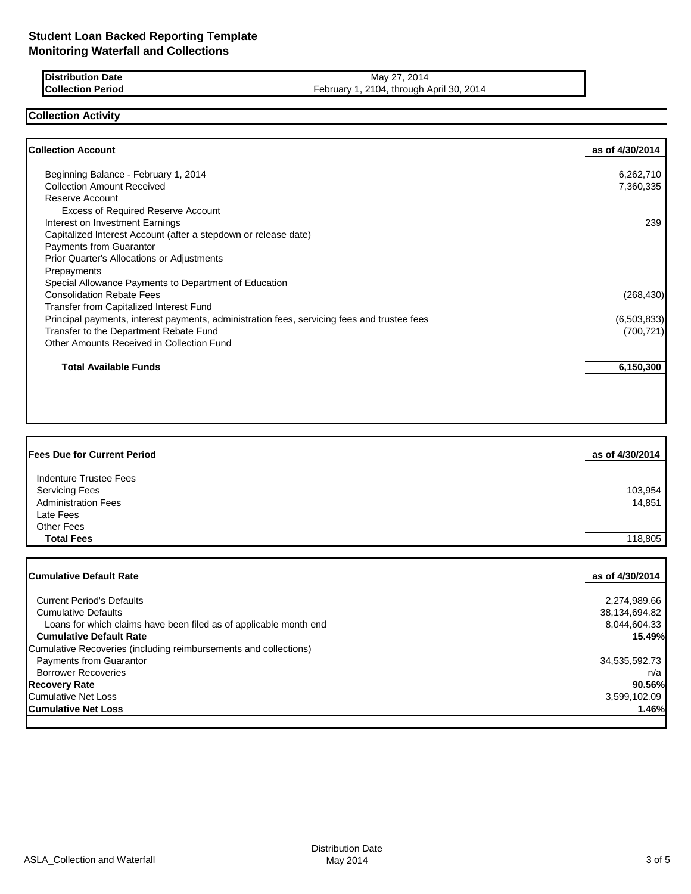# Student Loan Backed Reporting Template
## Monitoring Waterfall and Collections

| | |
|---|---|
| **Distribution Date** | May 27, 2014 |
| **Collection Period** | February 1, 2104, through April 30, 2014 |

### Collection Activity

| **Collection Account** | **as of 4/30/2014** |
|---|---|
| Beginning Balance - February 1, 2014 | 6,262,710 |
| Collection Amount Received | 7,360,335 |
| Reserve Account | |
| Excess of Required Reserve Account | |
| Interest on Investment Earnings | 239 |
| Capitalized Interest Account (after a stepdown or release date) | |
| Payments from Guarantor | |
| Prior Quarter's Allocations or Adjustments | |
| Prepayments | |
| Special Allowance Payments to Department of Education | |
| Consolidation Rebate Fees | (268,430) |
| Transfer from Capitalized Interest Fund | |
| Principal payments, interest payments, administration fees, servicing fees and trustee fees | (6,503,833) |
| Transfer to the Department Rebate Fund | (700,721) |
| Other Amounts Received in Collection Fund | |
| **Total Available Funds** | **6,150,300** |

| **Fees Due for Current Period** | **as of 4/30/2014** |
|---|---|
| Indenture Trustee Fees | |
| Servicing Fees | 103,954 |
| Administration Fees | 14,851 |
| Late Fees | |
| Other Fees | |
| **Total Fees** | 118,805 |

| **Cumulative Default Rate** | **as of 4/30/2014** |
|---|---|
| Current Period's Defaults | 2,274,989.66 |
| Cumulative Defaults | 38,134,694.82 |
| Loans for which claims have been filed as of applicable month end | 8,044,604.33 |
| **Cumulative Default Rate** | **15.49%** |
| Cumulative Recoveries (including reimbursements and collections) | |
| Payments from Guarantor | 34,535,592.73 |
| Borrower Recoveries | n/a |
| **Recovery Rate** | **90.56%** |
| Cumulative Net Loss | 3,599,102.09 |
| **Cumulative Net Loss** | **1.46%** |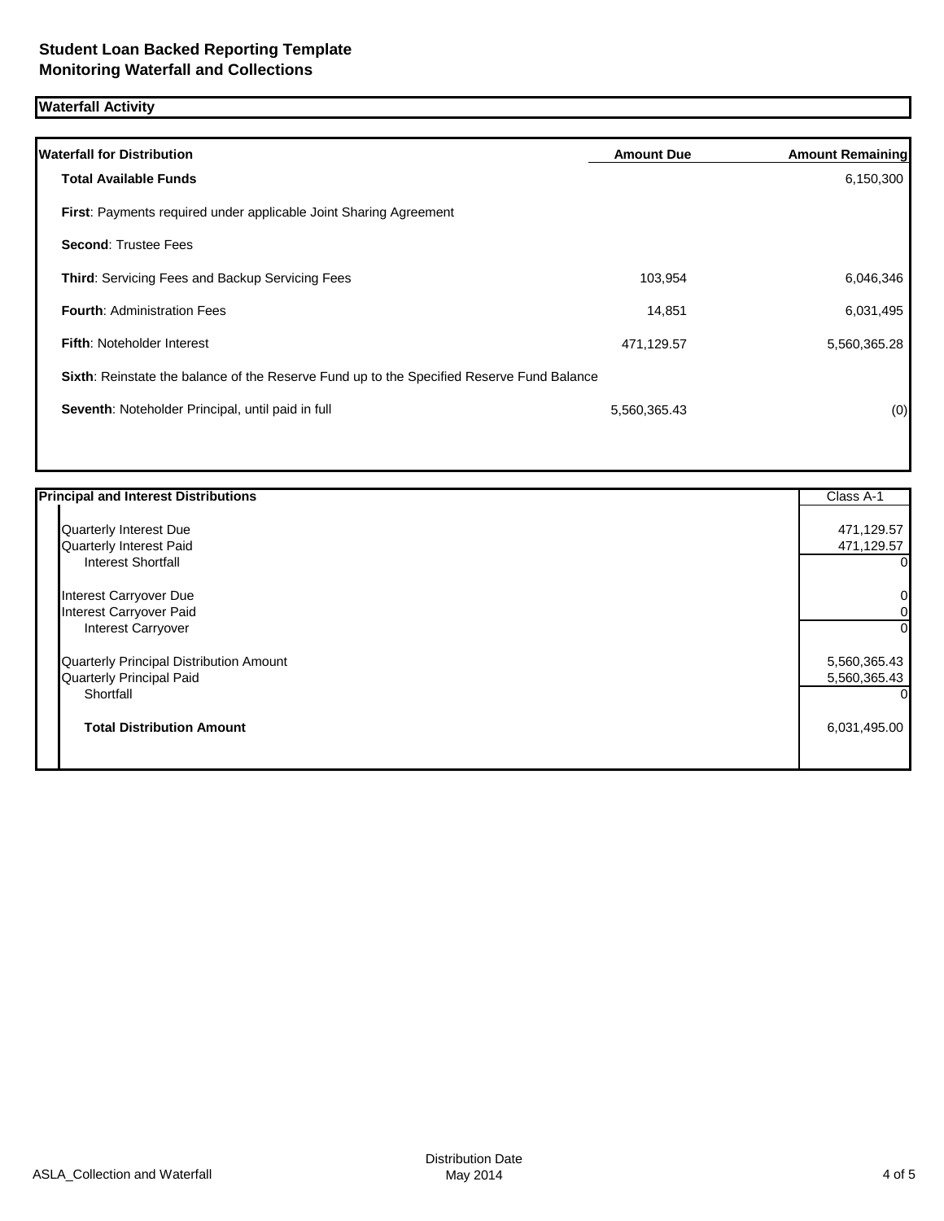## Student Loan Backed Reporting Template
## Monitoring Waterfall and Collections

### Waterfall Activity

| Waterfall for Distribution | Amount Due | Amount Remaining |
|---|---|---|
| **Total Available Funds** | | 6,150,300 |
| **First**: Payments required under applicable Joint Sharing Agreement | | |
| **Second**: Trustee Fees | | |
| **Third**: Servicing Fees and Backup Servicing Fees | 103,954 | 6,046,346 |
| **Fourth**: Administration Fees | 14,851 | 6,031,495 |
| **Fifth**: Noteholder Interest | 471,129.57 | 5,560,365.28 |
| **Sixth**: Reinstate the balance of the Reserve Fund up to the Specified Reserve Fund Balance | | |
| **Seventh**: Noteholder Principal, until paid in full | 5,560,365.43 | (0) |

| Principal and Interest Distributions | Class A-1 |
|---|---|
| Quarterly Interest Due | 471,129.57 |
| Quarterly Interest Paid | 471,129.57 |
| Interest Shortfall | 0 |
| Interest Carryover Due | 0 |
| Interest Carryover Paid | 0 |
| Interest Carryover | 0 |
| Quarterly Principal Distribution Amount | 5,560,365.43 |
| Quarterly Principal Paid | 5,560,365.43 |
| Shortfall | 0 |
| **Total Distribution Amount** | 6,031,495.00 |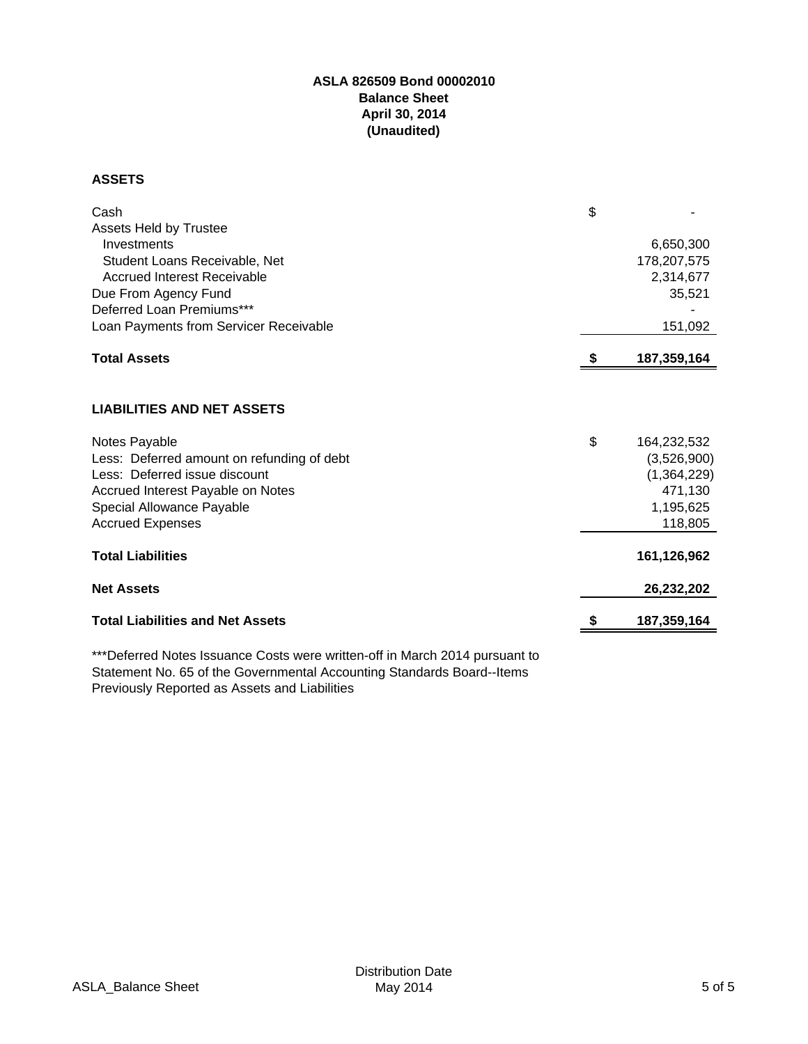**ASLA 826509 Bond 00002010**
**Balance Sheet**
**April 30, 2014**
**(Unaudited)**

**ASSETS**

| | | |
|---|---|---|
| Cash | $ | - |
| Assets Held by Trustee | | |
| Investments | | 6,650,300 |
| Student Loans Receivable, Net | | 178,207,575 |
| Accrued Interest Receivable | | 2,314,677 |
| Due From Agency Fund | | 35,521 |
| Deferred Loan Premiums*** | | - |
| Loan Payments from Servicer Receivable | | 151,092 |
| **Total Assets** | **$** | **187,359,164** |

**LIABILITIES AND NET ASSETS**

| | | |
|---|---|---|
| Notes Payable | $ | 164,232,532 |
| Less: Deferred amount on refunding of debt | | (3,526,900) |
| Less: Deferred issue discount | | (1,364,229) |
| Accrued Interest Payable on Notes | | 471,130 |
| Special Allowance Payable | | 1,195,625 |
| Accrued Expenses | | 118,805 |
| **Total Liabilities** | | **161,126,962** |
| **Net Assets** | | **26,232,202** |
| **Total Liabilities and Net Assets** | **$** | **187,359,164** |

***Deferred Notes Issuance Costs were written-off in March 2014 pursuant to Statement No. 65 of the Governmental Accounting Standards Board--Items Previously Reported as Assets and Liabilities

ASLA_Balance Sheet

Distribution Date
May 2014